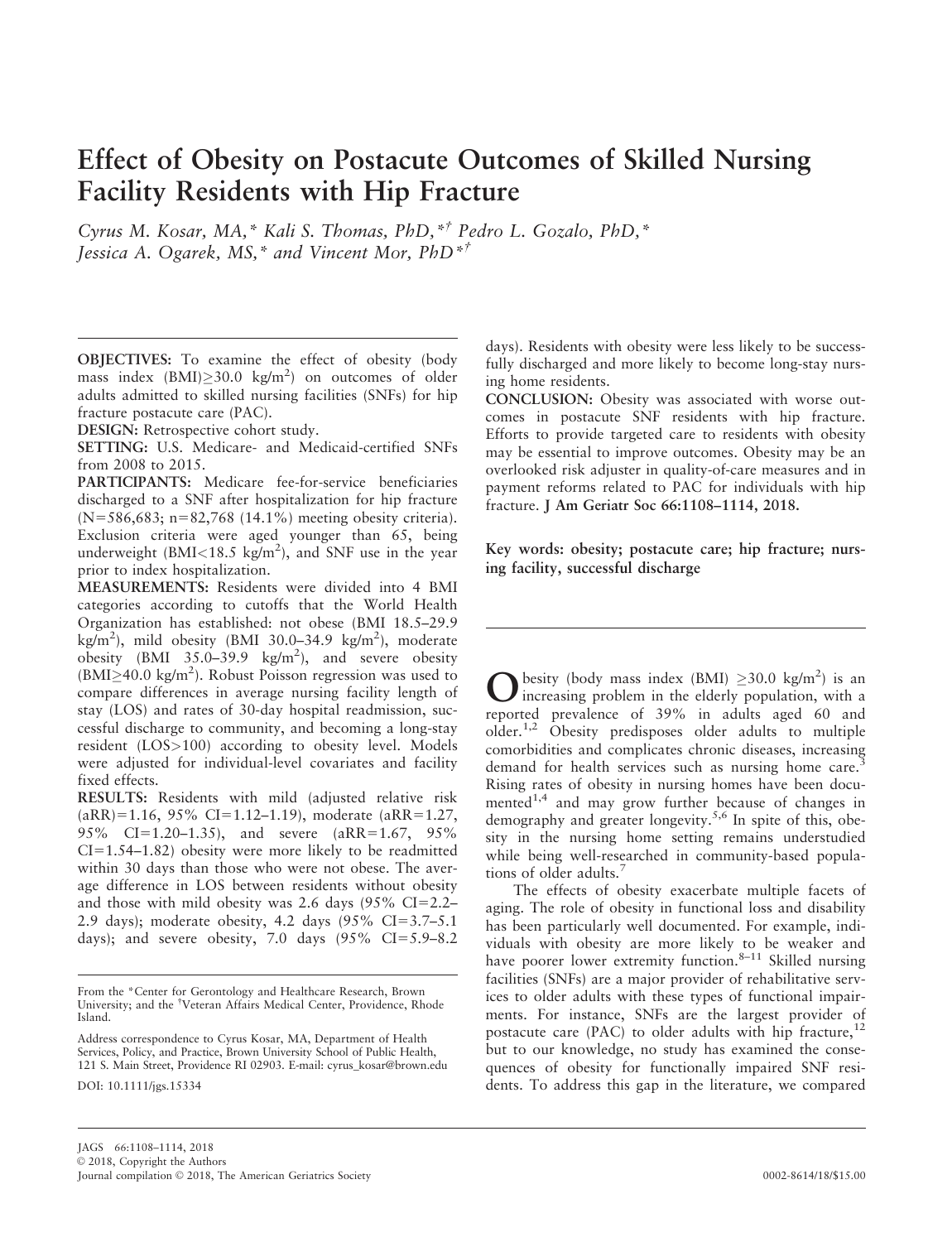# Effect of Obesity on Postacute Outcomes of Skilled Nursing Facility Residents with Hip Fracture

*Cyrus M. Kosar, MA,\* Kali S. Thomas, PhD,\*† Pedro L. Gozalo, PhD,\* Jessica A. Ogarek, MS,\* and Vincent Mor, PhD\*†*

**OBJECTIVES:** To examine the effect of obesity (body mass index (BMI) $\geq$30.0 kg/m$^2$) on outcomes of older adults admitted to skilled nursing facilities (SNFs) for hip fracture postacute care (PAC).

**DESIGN:** Retrospective cohort study.

**SETTING:** U.S. Medicare- and Medicaid-certified SNFs from 2008 to 2015.

**PARTICIPANTS:** Medicare fee-for-service beneficiaries discharged to a SNF after hospitalization for hip fracture (N=586,683; n=82,768 (14.1%) meeting obesity criteria). Exclusion criteria were aged younger than 65, being underweight (BMI<18.5 kg/m$^2$), and SNF use in the year prior to index hospitalization.

**MEASUREMENTS:** Residents were divided into 4 BMI categories according to cutoffs that the World Health Organization has established: not obese (BMI 18.5–29.9 kg/m$^2$), mild obesity (BMI 30.0–34.9 kg/m$^2$), moderate obesity (BMI 35.0–39.9 kg/m$^2$), and severe obesity (BMI$\geq$40.0 kg/m$^2$). Robust Poisson regression was used to compare differences in average nursing facility length of stay (LOS) and rates of 30-day hospital readmission, successful discharge to community, and becoming a long-stay resident (LOS>100) according to obesity level. Models were adjusted for individual-level covariates and facility fixed effects.

**RESULTS:** Residents with mild (adjusted relative risk (aRR)=1.16, 95% CI=1.12–1.19), moderate (aRR=1.27, 95% CI=1.20–1.35), and severe (aRR=1.67, 95% CI=1.54–1.82) obesity were more likely to be readmitted within 30 days than those who were not obese. The average difference in LOS between residents without obesity and those with mild obesity was 2.6 days (95% CI=2.2–2.9 days); moderate obesity, 4.2 days (95% CI=3.7–5.1 days); and severe obesity, 7.0 days (95% CI=5.9–8.2 days). Residents with obesity were less likely to be successfully discharged and more likely to become long-stay nursing home residents.

**CONCLUSION:** Obesity was associated with worse outcomes in postacute SNF residents with hip fracture. Efforts to provide targeted care to residents with obesity may be essential to improve outcomes. Obesity may be an overlooked risk adjuster in quality-of-care measures and in payment reforms related to PAC for individuals with hip fracture. **J Am Geriatr Soc 66:1108–1114, 2018.**

**Key words: obesity; postacute care; hip fracture; nursing facility, successful discharge**

Obesity (body mass index (BMI) $\geq$30.0 kg/m$^2$) is an increasing problem in the elderly population, with a reported prevalence of 39% in adults aged 60 and older.[1,2] Obesity predisposes older adults to multiple comorbidities and complicates chronic diseases, increasing demand for health services such as nursing home care.[3] Rising rates of obesity in nursing homes have been documented[1,4] and may grow further because of changes in demography and greater longevity.[5,6] In spite of this, obesity in the nursing home setting remains understudied while being well-researched in community-based populations of older adults.[7]

The effects of obesity exacerbate multiple facets of aging. The role of obesity in functional loss and disability has been particularly well documented. For example, individuals with obesity are more likely to be weaker and have poorer lower extremity function.[8–11] Skilled nursing facilities (SNFs) are a major provider of rehabilitative services to older adults with these types of functional impairments. For instance, SNFs are the largest provider of postacute care (PAC) to older adults with hip fracture,[12] but to our knowledge, no study has examined the consequences of obesity for functionally impaired SNF residents. To address this gap in the literature, we compared

From the \*Center for Gerontology and Healthcare Research, Brown University; and the †Veteran Affairs Medical Center, Providence, Rhode Island.

Address correspondence to Cyrus Kosar, MA, Department of Health Services, Policy, and Practice, Brown University School of Public Health, 121 S. Main Street, Providence RI 02903. E-mail: cyrus_kosar@brown.edu

DOI: 10.1111/jgs.15334

© 2018, Copyright the Authors
Journal compilation © 2018, The American Geriatrics Society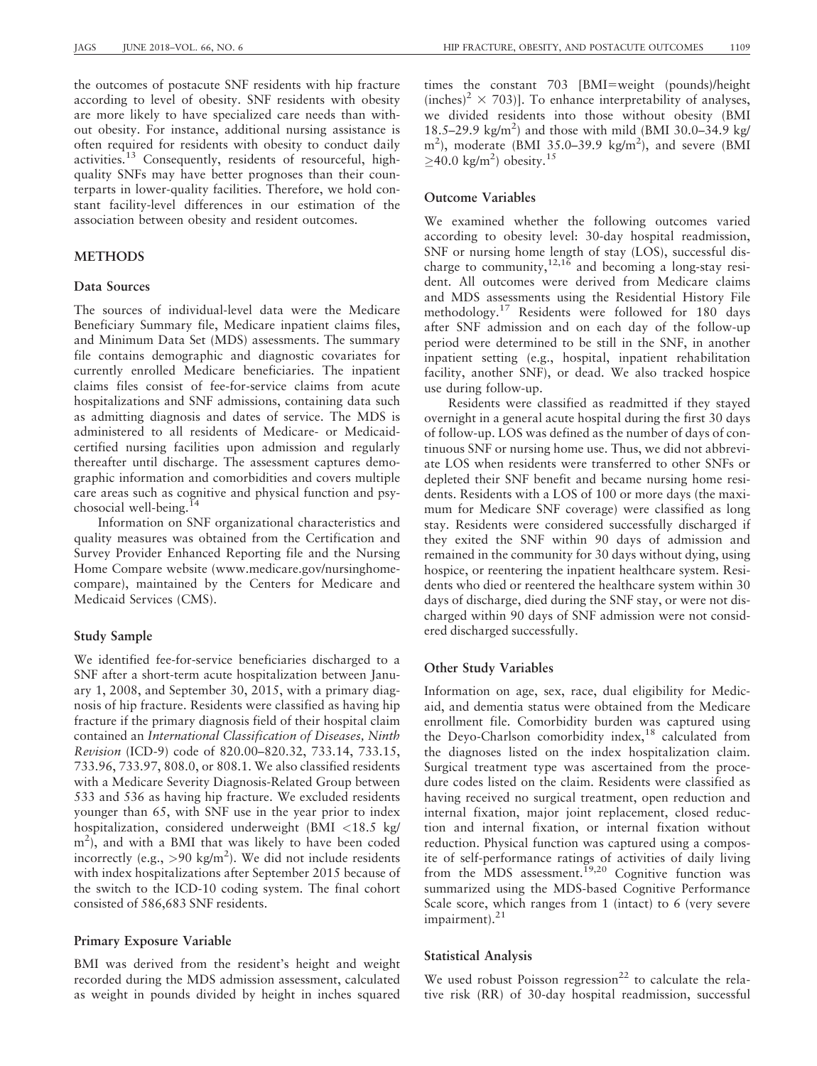the outcomes of postacute SNF residents with hip fracture according to level of obesity. SNF residents with obesity are more likely to have specialized care needs than without obesity. For instance, additional nursing assistance is often required for residents with obesity to conduct daily activities.[13] Consequently, residents of resourceful, high-quality SNFs may have better prognoses than their counterparts in lower-quality facilities. Therefore, we hold constant facility-level differences in our estimation of the association between obesity and resident outcomes.

## METHODS

### Data Sources

The sources of individual-level data were the Medicare Beneficiary Summary file, Medicare inpatient claims files, and Minimum Data Set (MDS) assessments. The summary file contains demographic and diagnostic covariates for currently enrolled Medicare beneficiaries. The inpatient claims files consist of fee-for-service claims from acute hospitalizations and SNF admissions, containing data such as admitting diagnosis and dates of service. The MDS is administered to all residents of Medicare- or Medicaid-certified nursing facilities upon admission and regularly thereafter until discharge. The assessment captures demographic information and comorbidities and covers multiple care areas such as cognitive and physical function and psychosocial well-being.[14]

Information on SNF organizational characteristics and quality measures was obtained from the Certification and Survey Provider Enhanced Reporting file and the Nursing Home Compare website (www.medicare.gov/nursinghomecompare), maintained by the Centers for Medicare and Medicaid Services (CMS).

### Study Sample

We identified fee-for-service beneficiaries discharged to a SNF after a short-term acute hospitalization between January 1, 2008, and September 30, 2015, with a primary diagnosis of hip fracture. Residents were classified as having hip fracture if the primary diagnosis field of their hospital claim contained an *International Classification of Diseases, Ninth Revision* (ICD-9) code of 820.00–820.32, 733.14, 733.15, 733.96, 733.97, 808.0, or 808.1. We also classified residents with a Medicare Severity Diagnosis-Related Group between 533 and 536 as having hip fracture. We excluded residents younger than 65, with SNF use in the year prior to index hospitalization, considered underweight (BMI <18.5 kg/m$^2$), and with a BMI that was likely to have been coded incorrectly (e.g., >90 kg/m$^2$). We did not include residents with index hospitalizations after September 2015 because of the switch to the ICD-10 coding system. The final cohort consisted of 586,683 SNF residents.

### Primary Exposure Variable

BMI was derived from the resident's height and weight recorded during the MDS admission assessment, calculated as weight in pounds divided by height in inches squared times the constant 703 [BMI=weight (pounds)/height (inches)$^2$ × 703)]. To enhance interpretability of analyses, we divided residents into those without obesity (BMI 18.5–29.9 kg/m$^2$) and those with mild (BMI 30.0–34.9 kg/m$^2$), moderate (BMI 35.0–39.9 kg/m$^2$), and severe (BMI ≥40.0 kg/m$^2$) obesity.[15]

### Outcome Variables

We examined whether the following outcomes varied according to obesity level: 30-day hospital readmission, SNF or nursing home length of stay (LOS), successful discharge to community,[12,16] and becoming a long-stay resident. All outcomes were derived from Medicare claims and MDS assessments using the Residential History File methodology.[17] Residents were followed for 180 days after SNF admission and on each day of the follow-up period were determined to be still in the SNF, in another inpatient setting (e.g., hospital, inpatient rehabilitation facility, another SNF), or dead. We also tracked hospice use during follow-up.

Residents were classified as readmitted if they stayed overnight in a general acute hospital during the first 30 days of follow-up. LOS was defined as the number of days of continuous SNF or nursing home use. Thus, we did not abbreviate LOS when residents were transferred to other SNFs or depleted their SNF benefit and became nursing home residents. Residents with a LOS of 100 or more days (the maximum for Medicare SNF coverage) were classified as long stay. Residents were considered successfully discharged if they exited the SNF within 90 days of admission and remained in the community for 30 days without dying, using hospice, or reentering the inpatient healthcare system. Residents who died or reentered the healthcare system within 30 days of discharge, died during the SNF stay, or were not discharged within 90 days of SNF admission were not considered discharged successfully.

### Other Study Variables

Information on age, sex, race, dual eligibility for Medicaid, and dementia status were obtained from the Medicare enrollment file. Comorbidity burden was captured using the Deyo-Charlson comorbidity index,[18] calculated from the diagnoses listed on the index hospitalization claim. Surgical treatment type was ascertained from the procedure codes listed on the claim. Residents were classified as having received no surgical treatment, open reduction and internal fixation, major joint replacement, closed reduction and internal fixation, or internal fixation without reduction. Physical function was captured using a composite of self-performance ratings of activities of daily living from the MDS assessment.[19,20] Cognitive function was summarized using the MDS-based Cognitive Performance Scale score, which ranges from 1 (intact) to 6 (very severe impairment).[21]

### Statistical Analysis

We used robust Poisson regression[22] to calculate the relative risk (RR) of 30-day hospital readmission, successful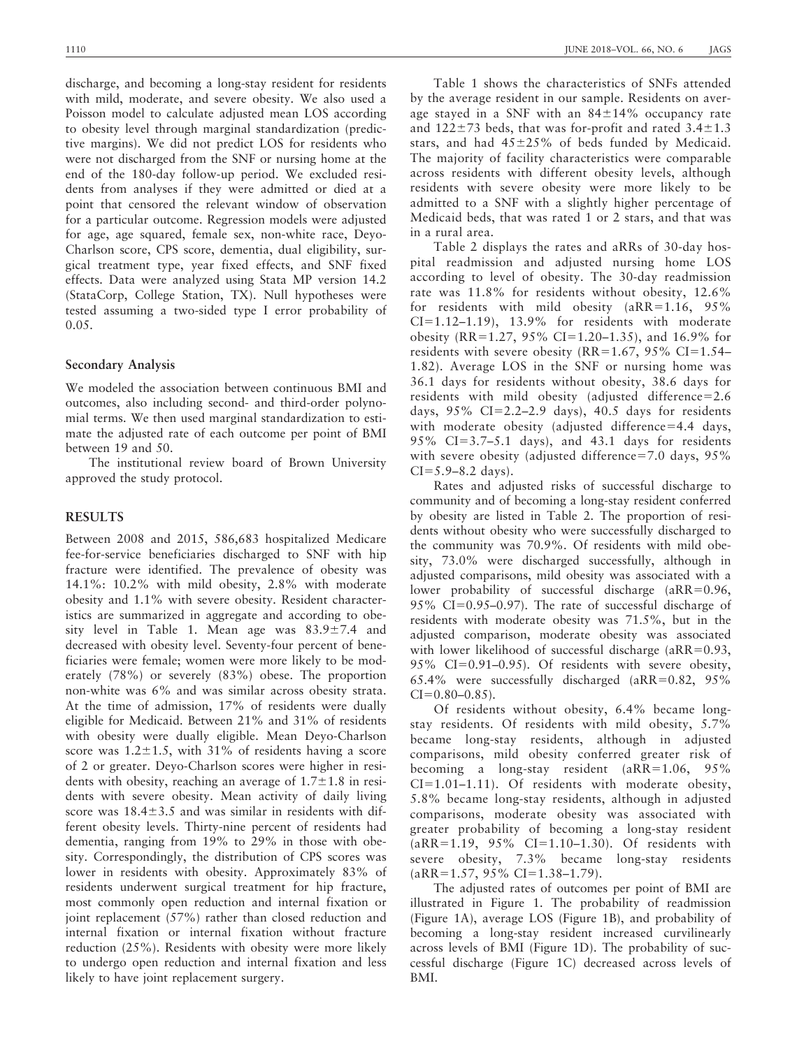discharge, and becoming a long-stay resident for residents with mild, moderate, and severe obesity. We also used a Poisson model to calculate adjusted mean LOS according to obesity level through marginal standardization (predictive margins). We did not predict LOS for residents who were not discharged from the SNF or nursing home at the end of the 180-day follow-up period. We excluded residents from analyses if they were admitted or died at a point that censored the relevant window of observation for a particular outcome. Regression models were adjusted for age, age squared, female sex, non-white race, Deyo-Charlson score, CPS score, dementia, dual eligibility, surgical treatment type, year fixed effects, and SNF fixed effects. Data were analyzed using Stata MP version 14.2 (StataCorp, College Station, TX). Null hypotheses were tested assuming a two-sided type I error probability of 0.05.

### Secondary Analysis

We modeled the association between continuous BMI and outcomes, also including second- and third-order polynomial terms. We then used marginal standardization to estimate the adjusted rate of each outcome per point of BMI between 19 and 50.

The institutional review board of Brown University approved the study protocol.

## RESULTS

Between 2008 and 2015, 586,683 hospitalized Medicare fee-for-service beneficiaries discharged to SNF with hip fracture were identified. The prevalence of obesity was 14.1%: 10.2% with mild obesity, 2.8% with moderate obesity and 1.1% with severe obesity. Resident characteristics are summarized in aggregate and according to obesity level in Table 1. Mean age was 83.9±7.4 and decreased with obesity level. Seventy-four percent of beneficiaries were female; women were more likely to be moderately (78%) or severely (83%) obese. The proportion non-white was 6% and was similar across obesity strata. At the time of admission, 17% of residents were dually eligible for Medicaid. Between 21% and 31% of residents with obesity were dually eligible. Mean Deyo-Charlson score was 1.2±1.5, with 31% of residents having a score of 2 or greater. Deyo-Charlson scores were higher in residents with obesity, reaching an average of 1.7±1.8 in residents with severe obesity. Mean activity of daily living score was 18.4±3.5 and was similar in residents with different obesity levels. Seventy-nine percent of residents had dementia, ranging from 19% to 29% in those with obesity. Correspondingly, the distribution of CPS scores was lower in residents with obesity. Approximately 83% of residents underwent surgical treatment for hip fracture, most commonly open reduction and internal fixation or joint replacement (57%) rather than closed reduction and internal fixation or internal fixation without fracture reduction (25%). Residents with obesity were more likely to undergo open reduction and internal fixation and less likely to have joint replacement surgery.

Table 1 shows the characteristics of SNFs attended by the average resident in our sample. Residents on average stayed in a SNF with an 84±14% occupancy rate and 122±73 beds, that was for-profit and rated 3.4±1.3 stars, and had 45±25% of beds funded by Medicaid. The majority of facility characteristics were comparable across residents with different obesity levels, although residents with severe obesity were more likely to be admitted to a SNF with a slightly higher percentage of Medicaid beds, that was rated 1 or 2 stars, and that was in a rural area.

Table 2 displays the rates and aRRs of 30-day hospital readmission and adjusted nursing home LOS according to level of obesity. The 30-day readmission rate was 11.8% for residents without obesity, 12.6% for residents with mild obesity (aRR=1.16, 95% CI=1.12–1.19), 13.9% for residents with moderate obesity (RR=1.27, 95% CI=1.20–1.35), and 16.9% for residents with severe obesity (RR=1.67, 95% CI=1.54–1.82). Average LOS in the SNF or nursing home was 36.1 days for residents without obesity, 38.6 days for residents with mild obesity (adjusted difference=2.6 days, 95% CI=2.2–2.9 days), 40.5 days for residents with moderate obesity (adjusted difference=4.4 days, 95% CI=3.7–5.1 days), and 43.1 days for residents with severe obesity (adjusted difference=7.0 days, 95% CI=5.9–8.2 days).

Rates and adjusted risks of successful discharge to community and of becoming a long-stay resident conferred by obesity are listed in Table 2. The proportion of residents without obesity who were successfully discharged to the community was 70.9%. Of residents with mild obesity, 73.0% were discharged successfully, although in adjusted comparisons, mild obesity was associated with a lower probability of successful discharge (aRR=0.96, 95% CI=0.95–0.97). The rate of successful discharge of residents with moderate obesity was 71.5%, but in the adjusted comparison, moderate obesity was associated with lower likelihood of successful discharge (aRR=0.93, 95% CI=0.91–0.95). Of residents with severe obesity, 65.4% were successfully discharged (aRR=0.82, 95% CI=0.80–0.85).

Of residents without obesity, 6.4% became long-stay residents. Of residents with mild obesity, 5.7% became long-stay residents, although in adjusted comparisons, mild obesity conferred greater risk of becoming a long-stay resident (aRR=1.06, 95% CI=1.01–1.11). Of residents with moderate obesity, 5.8% became long-stay residents, although in adjusted comparisons, moderate obesity was associated with greater probability of becoming a long-stay resident (aRR=1.19, 95% CI=1.10–1.30). Of residents with severe obesity, 7.3% became long-stay residents (aRR=1.57, 95% CI=1.38–1.79).

The adjusted rates of outcomes per point of BMI are illustrated in Figure 1. The probability of readmission (Figure 1A), average LOS (Figure 1B), and probability of becoming a long-stay resident increased curvilinearly across levels of BMI (Figure 1D). The probability of successful discharge (Figure 1C) decreased across levels of BMI.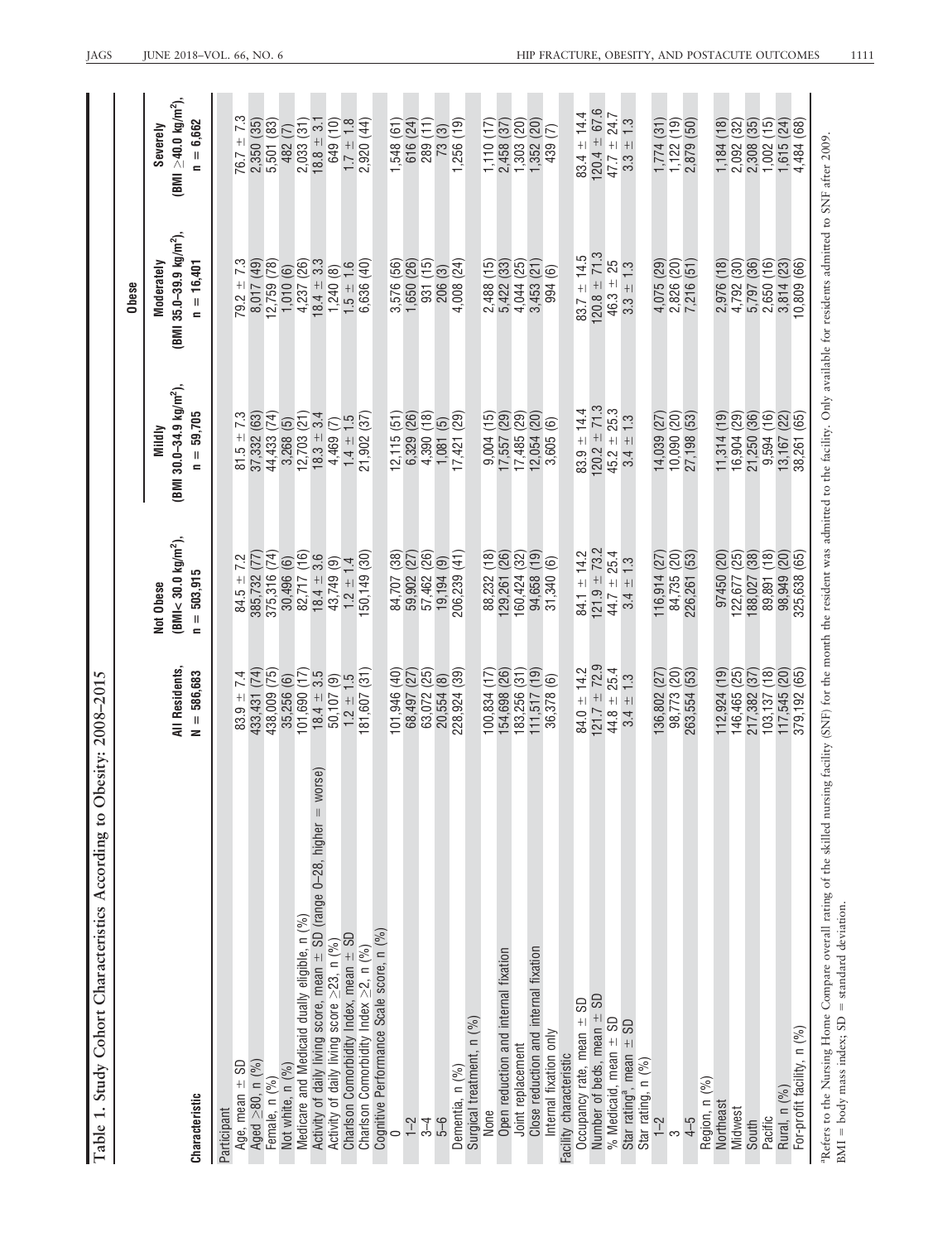Table 1. Study Cohort Characteristics According to Obesity: 2008–2015

| Characteristic | All Residents, N = 586,683 | Not Obese (BMI< 30.0 kg/m²), n = 503,915 | Obese: Mildly (BMI 30.0–34.9 kg/m²), n = 59,705 | Obese: Moderately (BMI 35.0–39.9 kg/m²), n = 16,401 | Obese: Severely (BMI ≥40.0 kg/m²), n = 6,662 |
|---|---|---|---|---|---|
| **Participant** | | | | | |
| Age, mean ± SD | 83.9 ± 7.4 | 84.5 ± 7.2 | 81.5 ± 7.3 | 79.2 ± 7.3 | 76.7 ± 7.3 |
| Aged ≥80, n (%) | 433,431 (74) | 385,732 (77) | 37,332 (63) | 8,017 (49) | 2,350 (35) |
| Female, n (%) | 438,009 (75) | 375,316 (74) | 44,433 (74) | 12,759 (78) | 5,501 (83) |
| Not white, n (%) | 35,256 (6) | 30,496 (6) | 3,268 (5) | 1,010 (6) | 482 (7) |
| Medicare and Medicaid dually eligible, n (%) | 101,690 (17) | 82,717 (16) | 12,703 (21) | 4,237 (26) | 2,033 (31) |
| Activity of daily living score, mean ± SD (range 0–28, higher = worse) | 18.4 ± 3.5 | 18.4 ± 3.6 | 18.3 ± 3.4 | 18.4 ± 3.3 | 18.8 ± 3.1 |
| Activity of daily living score ≥23, n (%) | 50,107 (9) | 43,749 (9) | 4,469 (7) | 1,240 (8) | 649 (10) |
| Charlson Comorbidity Index, mean ± SD | 1.2 ± 1.5 | 1.2 ± 1.4 | 1.4 ± 1.5 | 1.5 ± 1.6 | 1.7 ± 1.8 |
| Charlson Comorbidity Index ≥2, n (%) | 181,607 (31) | 150,149 (30) | 21,902 (37) | 6,636 (40) | 2,920 (44) |
| Cognitive Performance Scale score, n (%) | | | | | |
| 0 | 101,946 (40) | 84,707 (38) | 12,115 (51) | 3,576 (56) | 1,548 (61) |
| 1–2 | 68,497 (27) | 59,902 (27) | 6,329 (26) | 1,650 (26) | 616 (24) |
| 3–4 | 63,072 (25) | 57,462 (26) | 4,390 (18) | 931 (15) | 289 (11) |
| 5–6 | 20,554 (8) | 19,194 (9) | 1,081 (5) | 206 (3) | 73 (3) |
| Dementia, n (%) | 228,924 (39) | 206,239 (41) | 17,421 (29) | 4,008 (24) | 1,256 (19) |
| Surgical treatment, n (%) | | | | | |
| None | 100,834 (17) | 88,232 (18) | 9,004 (15) | 2,488 (15) | 1,110 (17) |
| Open reduction and internal fixation | 154,698 (26) | 129,261 (26) | 17,557 (29) | 5,422 (33) | 2,458 (37) |
| Joint replacement | 183,256 (31) | 160,424 (32) | 17,485 (29) | 4,044 (25) | 1,303 (20) |
| Close reduction and internal fixation | 111,517 (19) | 94,658 (19) | 12,054 (20) | 3,453 (21) | 1,352 (20) |
| Internal fixation only | 36,378 (6) | 31,340 (6) | 3,605 (6) | 994 (6) | 439 (7) |
| **Facility characteristic** | | | | | |
| Occupancy rate, mean ± SD | 84.0 ± 14.2 | 84.1 ± 14.2 | 83.9 ± 14.4 | 83.7 ± 14.5 | 83.4 ± 14.4 |
| Number of beds, mean ± SD | 121.7 ± 72.9 | 121.9 ± 73.2 | 120.2 ± 71.3 | 120.8 ± 71.3 | 120.4 ± 67.6 |
| % Medicaid, mean ± SD | 44.8 ± 25.4 | 44.7 ± 25.4 | 45.2 ± 25.3 | 46.3 ± 25 | 47.7 ± 24.7 |
| Star rating[a], mean ± SD | 3.4 ± 1.3 | 3.4 ± 1.3 | 3.4 ± 1.3 | 3.3 ± 1.3 | 3.3 ± 1.3 |
| Star rating, n (%) | | | | | |
| 1–2 | 136,802 (27) | 116,914 (27) | 14,039 (27) | 4,075 (29) | 1,774 (31) |
| 3 | 98,773 (20) | 84,735 (20) | 10,090 (20) | 2,826 (20) | 1,122 (19) |
| 4–5 | 263,554 (53) | 226,261 (53) | 27,198 (53) | 7,216 (51) | 2,879 (50) |
| Region, n (%) | | | | | |
| Northeast | 112,924 (19) | 97450 (20) | 11,314 (19) | 2,976 (18) | 1,184 (18) |
| Midwest | 146,465 (25) | 122,677 (25) | 16,904 (29) | 4,792 (30) | 2,092 (32) |
| South | 217,382 (37) | 188,027 (38) | 21,250 (36) | 5,797 (36) | 2,308 (35) |
| Pacific | 103,137 (18) | 89,891 (18) | 9,594 (16) | 2,650 (16) | 1,002 (15) |
| Rural, n (%) | 117,545 (20) | 98,949 (20) | 13,167 (22) | 3,814 (23) | 1,615 (24) |
| For-profit facility, n (%) | 379,192 (65) | 325,638 (65) | 38,261 (65) | 10,809 (66) | 4,484 (68) |

[a]Refers to the Nursing Home Compare overall rating of the skilled nursing facility (SNF) for the month the resident was admitted to the facility. Only available for residents admitted to SNF after 2009.

BMI = body mass index; SD = standard deviation.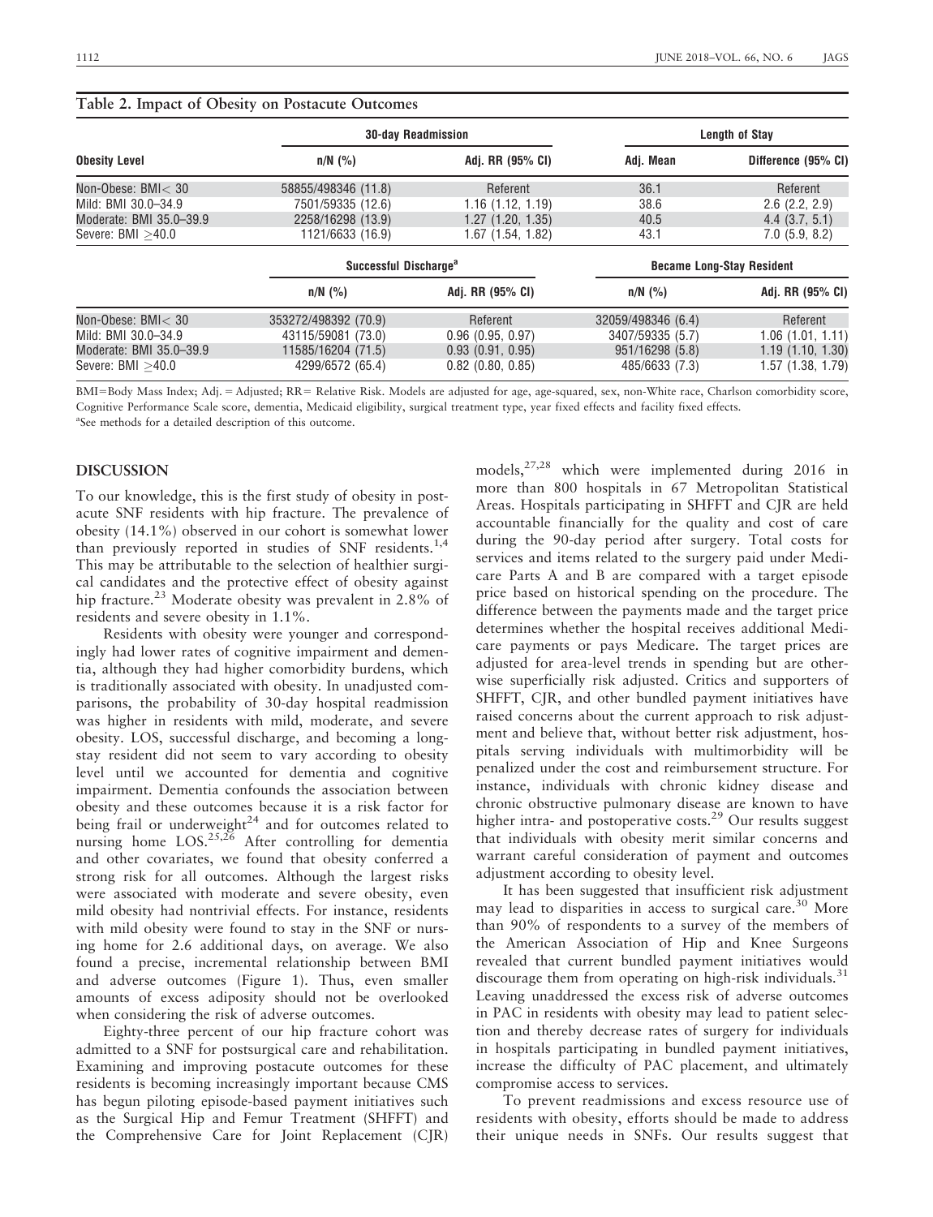**Table 2. Impact of Obesity on Postacute Outcomes**

| Obesity Level | 30-day Readmission | | Length of Stay | |
|---|---|---|---|---|
| | n/N (%) | Adj. RR (95% CI) | Adj. Mean | Difference (95% CI) |
| Non-Obese: BMI< 30 | 58855/498346 (11.8) | Referent | 36.1 | Referent |
| Mild: BMI 30.0–34.9 | 7501/59335 (12.6) | 1.16 (1.12, 1.19) | 38.6 | 2.6 (2.2, 2.9) |
| Moderate: BMI 35.0–39.9 | 2258/16298 (13.9) | 1.27 (1.20, 1.35) | 40.5 | 4.4 (3.7, 5.1) |
| Severe: BMI ≥40.0 | 1121/6633 (16.9) | 1.67 (1.54, 1.82) | 43.1 | 7.0 (5.9, 8.2) |
| | Successful Discharge[a] | | Became Long-Stay Resident | |
| | n/N (%) | Adj. RR (95% CI) | n/N (%) | Adj. RR (95% CI) |
| Non-Obese: BMI< 30 | 353272/498392 (70.9) | Referent | 32059/498346 (6.4) | Referent |
| Mild: BMI 30.0–34.9 | 43115/59081 (73.0) | 0.96 (0.95, 0.97) | 3407/59335 (5.7) | 1.06 (1.01, 1.11) |
| Moderate: BMI 35.0–39.9 | 11585/16204 (71.5) | 0.93 (0.91, 0.95) | 951/16298 (5.8) | 1.19 (1.10, 1.30) |
| Severe: BMI ≥40.0 | 4299/6572 (65.4) | 0.82 (0.80, 0.85) | 485/6633 (7.3) | 1.57 (1.38, 1.79) |

BMI=Body Mass Index; Adj. = Adjusted; RR= Relative Risk. Models are adjusted for age, age-squared, sex, non-White race, Charlson comorbidity score, Cognitive Performance Scale score, dementia, Medicaid eligibility, surgical treatment type, year fixed effects and facility fixed effects.

[a]See methods for a detailed description of this outcome.

## DISCUSSION

To our knowledge, this is the first study of obesity in postacute SNF residents with hip fracture. The prevalence of obesity (14.1%) observed in our cohort is somewhat lower than previously reported in studies of SNF residents.[1,4] This may be attributable to the selection of healthier surgical candidates and the protective effect of obesity against hip fracture.[23] Moderate obesity was prevalent in 2.8% of residents and severe obesity in 1.1%.

Residents with obesity were younger and correspondingly had lower rates of cognitive impairment and dementia, although they had higher comorbidity burdens, which is traditionally associated with obesity. In unadjusted comparisons, the probability of 30-day hospital readmission was higher in residents with mild, moderate, and severe obesity. LOS, successful discharge, and becoming a long-stay resident did not seem to vary according to obesity level until we accounted for dementia and cognitive impairment. Dementia confounds the association between obesity and these outcomes because it is a risk factor for being frail or underweight[24] and for outcomes related to nursing home LOS.[25,26] After controlling for dementia and other covariates, we found that obesity conferred a strong risk for all outcomes. Although the largest risks were associated with moderate and severe obesity, even mild obesity had nontrivial effects. For instance, residents with mild obesity were found to stay in the SNF or nursing home for 2.6 additional days, on average. We also found a precise, incremental relationship between BMI and adverse outcomes (Figure 1). Thus, even smaller amounts of excess adiposity should not be overlooked when considering the risk of adverse outcomes.

Eighty-three percent of our hip fracture cohort was admitted to a SNF for postsurgical care and rehabilitation. Examining and improving postacute outcomes for these residents is becoming increasingly important because CMS has begun piloting episode-based payment initiatives such as the Surgical Hip and Femur Treatment (SHFFT) and the Comprehensive Care for Joint Replacement (CJR) models,[27,28] which were implemented during 2016 in more than 800 hospitals in 67 Metropolitan Statistical Areas. Hospitals participating in SHFFT and CJR are held accountable financially for the quality and cost of care during the 90-day period after surgery. Total costs for services and items related to the surgery paid under Medicare Parts A and B are compared with a target episode price based on historical spending on the procedure. The difference between the payments made and the target price determines whether the hospital receives additional Medicare payments or pays Medicare. The target prices are adjusted for area-level trends in spending but are otherwise superficially risk adjusted. Critics and supporters of SHFFT, CJR, and other bundled payment initiatives have raised concerns about the current approach to risk adjustment and believe that, without better risk adjustment, hospitals serving individuals with multimorbidity will be penalized under the cost and reimbursement structure. For instance, individuals with chronic kidney disease and chronic obstructive pulmonary disease are known to have higher intra- and postoperative costs.[29] Our results suggest that individuals with obesity merit similar concerns and warrant careful consideration of payment and outcomes adjustment according to obesity level.

It has been suggested that insufficient risk adjustment may lead to disparities in access to surgical care.[30] More than 90% of respondents to a survey of the members of the American Association of Hip and Knee Surgeons revealed that current bundled payment initiatives would discourage them from operating on high-risk individuals.[31] Leaving unaddressed the excess risk of adverse outcomes in PAC in residents with obesity may lead to patient selection and thereby decrease rates of surgery for individuals in hospitals participating in bundled payment initiatives, increase the difficulty of PAC placement, and ultimately compromise access to services.

To prevent readmissions and excess resource use of residents with obesity, efforts should be made to address their unique needs in SNFs. Our results suggest that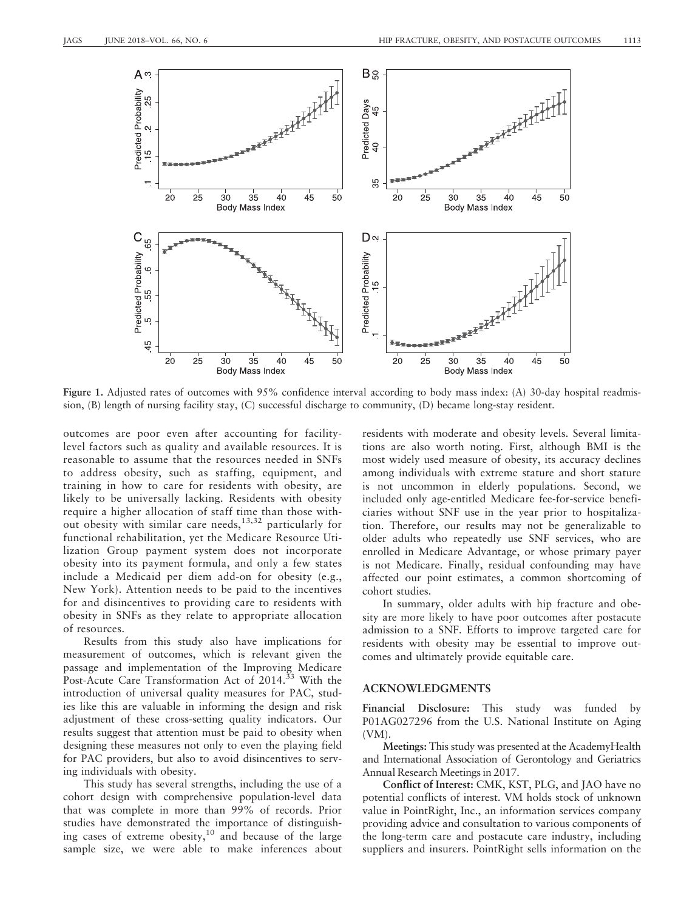A

Predicted Probability

.1 .15 .2 .25 .3

20 25 30 35 40 45 50

Body Mass Index

B

Predicted Days

35 40 45 50

20 25 30 35 40 45 50

Body Mass Index

C

Predicted Probability

.45 .5 .55 .6 .65

20 25 30 35 40 45 50

Body Mass Index

D

Predicted Probability

.1 .15 .2

20 25 30 35 40 45 50

Body Mass Index

**Figure 1.** Adjusted rates of outcomes with 95% confidence interval according to body mass index: (A) 30-day hospital readmission, (B) length of nursing facility stay, (C) successful discharge to community, (D) became long-stay resident.

outcomes are poor even after accounting for facility-level factors such as quality and available resources. It is reasonable to assume that the resources needed in SNFs to address obesity, such as staffing, equipment, and training in how to care for residents with obesity, are likely to be universally lacking. Residents with obesity require a higher allocation of staff time than those without obesity with similar care needs,[13,32] particularly for functional rehabilitation, yet the Medicare Resource Utilization Group payment system does not incorporate obesity into its payment formula, and only a few states include a Medicaid per diem add-on for obesity (e.g., New York). Attention needs to be paid to the incentives for and disincentives to providing care to residents with obesity in SNFs as they relate to appropriate allocation of resources.

Results from this study also have implications for measurement of outcomes, which is relevant given the passage and implementation of the Improving Medicare Post-Acute Care Transformation Act of 2014.[33] With the introduction of universal quality measures for PAC, studies like this are valuable in informing the design and risk adjustment of these cross-setting quality indicators. Our results suggest that attention must be paid to obesity when designing these measures not only to even the playing field for PAC providers, but also to avoid disincentives to serving individuals with obesity.

This study has several strengths, including the use of a cohort design with comprehensive population-level data that was complete in more than 99% of records. Prior studies have demonstrated the importance of distinguishing cases of extreme obesity,[10] and because of the large sample size, we were able to make inferences about residents with moderate and obesity levels. Several limitations are also worth noting. First, although BMI is the most widely used measure of obesity, its accuracy declines among individuals with extreme stature and short stature is not uncommon in elderly populations. Second, we included only age-entitled Medicare fee-for-service beneficiaries without SNF use in the year prior to hospitalization. Therefore, our results may not be generalizable to older adults who repeatedly use SNF services, who are enrolled in Medicare Advantage, or whose primary payer is not Medicare. Finally, residual confounding may have affected our point estimates, a common shortcoming of cohort studies.

In summary, older adults with hip fracture and obesity are more likely to have poor outcomes after postacute admission to a SNF. Efforts to improve targeted care for residents with obesity may be essential to improve outcomes and ultimately provide equitable care.

## ACKNOWLEDGMENTS

**Financial Disclosure:** This study was funded by P01AG027296 from the U.S. National Institute on Aging (VM).

**Meetings:** This study was presented at the AcademyHealth and International Association of Gerontology and Geriatrics Annual Research Meetings in 2017.

**Conflict of Interest:** CMK, KST, PLG, and JAO have no potential conflicts of interest. VM holds stock of unknown value in PointRight, Inc., an information services company providing advice and consultation to various components of the long-term care and postacute care industry, including suppliers and insurers. PointRight sells information on the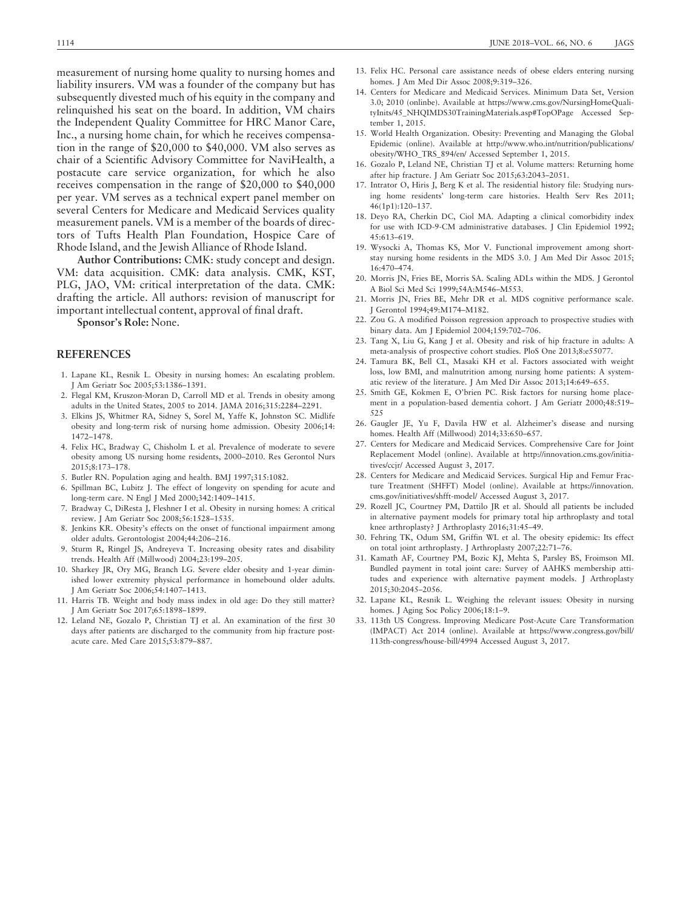measurement of nursing home quality to nursing homes and liability insurers. VM was a founder of the company but has subsequently divested much of his equity in the company and relinquished his seat on the board. In addition, VM chairs the Independent Quality Committee for HRC Manor Care, Inc., a nursing home chain, for which he receives compensation in the range of $20,000 to $40,000. VM also serves as chair of a Scientific Advisory Committee for NaviHealth, a postacute care service organization, for which he also receives compensation in the range of $20,000 to $40,000 per year. VM serves as a technical expert panel member on several Centers for Medicare and Medicaid Services quality measurement panels. VM is a member of the boards of directors of Tufts Health Plan Foundation, Hospice Care of Rhode Island, and the Jewish Alliance of Rhode Island.

**Author Contributions:** CMK: study concept and design. VM: data acquisition. CMK: data analysis. CMK, KST, PLG, JAO, VM: critical interpretation of the data. CMK: drafting the article. All authors: revision of manuscript for important intellectual content, approval of final draft.

**Sponsor's Role:** None.

## REFERENCES

1. Lapane KL, Resnik L. Obesity in nursing homes: An escalating problem. J Am Geriatr Soc 2005;53:1386–1391.
2. Flegal KM, Kruszon-Moran D, Carroll MD et al. Trends in obesity among adults in the United States, 2005 to 2014. JAMA 2016;315:2284–2291.
3. Elkins JS, Whitmer RA, Sidney S, Sorel M, Yaffe K, Johnston SC. Midlife obesity and long-term risk of nursing home admission. Obesity 2006;14: 1472–1478.
4. Felix HC, Bradway C, Chisholm L et al. Prevalence of moderate to severe obesity among US nursing home residents, 2000–2010. Res Gerontol Nurs 2015;8:173–178.
5. Butler RN. Population aging and health. BMJ 1997;315:1082.
6. Spillman BC, Lubitz J. The effect of longevity on spending for acute and long-term care. N Engl J Med 2000;342:1409–1415.
7. Bradway C, DiResta J, Fleshner I et al. Obesity in nursing homes: A critical review. J Am Geriatr Soc 2008;56:1528–1535.
8. Jenkins KR. Obesity's effects on the onset of functional impairment among older adults. Gerontologist 2004;44:206–216.
9. Sturm R, Ringel JS, Andreyeva T. Increasing obesity rates and disability trends. Health Aff (Millwood) 2004;23:199–205.
10. Sharkey JR, Ory MG, Branch LG. Severe elder obesity and 1-year diminished lower extremity physical performance in homebound older adults. J Am Geriatr Soc 2006;54:1407–1413.
11. Harris TB. Weight and body mass index in old age: Do they still matter? J Am Geriatr Soc 2017;65:1898–1899.
12. Leland NE, Gozalo P, Christian TJ et al. An examination of the first 30 days after patients are discharged to the community from hip fracture postacute care. Med Care 2015;53:879–887.
13. Felix HC. Personal care assistance needs of obese elders entering nursing homes. J Am Med Dir Assoc 2008;9:319–326.
14. Centers for Medicare and Medicaid Services. Minimum Data Set, Version 3.0; 2010 (onlinbe). Available at https://www.cms.gov/NursingHomeQualityInits/45_NHQIMDS30TrainingMaterials.asp#TopOPage Accessed September 1, 2015.
15. World Health Organization. Obesity: Preventing and Managing the Global Epidemic (online). Available at http://www.who.int/nutrition/publications/obesity/WHO_TRS_894/en/ Accessed September 1, 2015.
16. Gozalo P, Leland NE, Christian TJ et al. Volume matters: Returning home after hip fracture. J Am Geriatr Soc 2015;63:2043–2051.
17. Intrator O, Hiris J, Berg K et al. The residential history file: Studying nursing home residents' long-term care histories. Health Serv Res 2011; 46(1p1):120–137.
18. Deyo RA, Cherkin DC, Ciol MA. Adapting a clinical comorbidity index for use with ICD-9-CM administrative databases. J Clin Epidemiol 1992; 45:613–619.
19. Wysocki A, Thomas KS, Mor V. Functional improvement among short-stay nursing home residents in the MDS 3.0. J Am Med Dir Assoc 2015; 16:470–474.
20. Morris JN, Fries BE, Morris SA. Scaling ADLs within the MDS. J Gerontol A Biol Sci Med Sci 1999;54A:M546–M553.
21. Morris JN, Fries BE, Mehr DR et al. MDS cognitive performance scale. J Gerontol 1994;49:M174–M182.
22. Zou G. A modified Poisson regression approach to prospective studies with binary data. Am J Epidemiol 2004;159:702–706.
23. Tang X, Liu G, Kang J et al. Obesity and risk of hip fracture in adults: A meta-analysis of prospective cohort studies. PloS One 2013;8:e55077.
24. Tamura BK, Bell CL, Masaki KH et al. Factors associated with weight loss, low BMI, and malnutrition among nursing home patients: A systematic review of the literature. J Am Med Dir Assoc 2013;14:649–655.
25. Smith GE, Kokmen E, O'brien PC. Risk factors for nursing home placement in a population-based dementia cohort. J Am Geriatr 2000;48:519–525
26. Gaugler JE, Yu F, Davila HW et al. Alzheimer's disease and nursing homes. Health Aff (Millwood) 2014;33:650–657.
27. Centers for Medicare and Medicaid Services. Comprehensive Care for Joint Replacement Model (online). Available at http://innovation.cms.gov/initiatives/ccjr/ Accessed August 3, 2017.
28. Centers for Medicare and Medicaid Services. Surgical Hip and Femur Fracture Treatment (SHFFT) Model (online). Available at https://innovation.cms.gov/initiatives/shfft-model/ Accessed August 3, 2017.
29. Rozell JC, Courtney PM, Dattilo JR et al. Should all patients be included in alternative payment models for primary total hip arthroplasty and total knee arthroplasty? J Arthroplasty 2016;31:45–49.
30. Fehring TK, Odum SM, Griffin WL et al. The obesity epidemic: Its effect on total joint arthroplasty. J Arthroplasty 2007;22:71–76.
31. Kamath AF, Courtney PM, Bozic KJ, Mehta S, Parsley BS, Froimson MI. Bundled payment in total joint care: Survey of AAHKS membership attitudes and experience with alternative payment models. J Arthroplasty 2015;30:2045–2056.
32. Lapane KL, Resnik L. Weighing the relevant issues: Obesity in nursing homes. J Aging Soc Policy 2006;18:1–9.
33. 113th US Congress. Improving Medicare Post-Acute Care Transformation (IMPACT) Act 2014 (online). Available at https://www.congress.gov/bill/113th-congress/house-bill/4994 Accessed August 3, 2017.